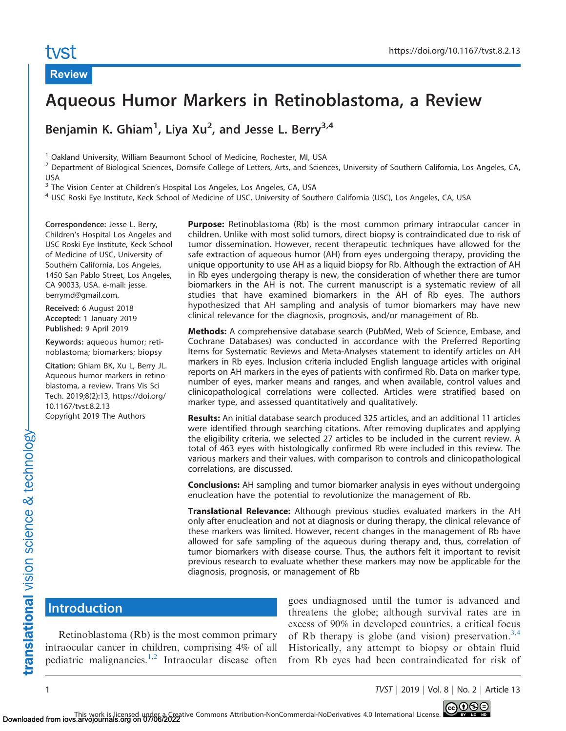Review

# Aqueous Humor Markers in Retinoblastoma, a Review

**Benjamin K. Ghiam[1], Liya Xu[2], and Jesse L. Berry[3,4]**

[1] Oakland University, William Beaumont School of Medicine, Rochester, MI, USA
[2] Department of Biological Sciences, Dornsife College of Letters, Arts, and Sciences, University of Southern California, Los Angeles, CA, USA
[3] The Vision Center at Children's Hospital Los Angeles, Los Angeles, CA, USA
[4] USC Roski Eye Institute, Keck School of Medicine of USC, University of Southern California (USC), Los Angeles, CA, USA

**Correspondence:** Jesse L. Berry, Children's Hospital Los Angeles and USC Roski Eye Institute, Keck School of Medicine of USC, University of Southern California, Los Angeles, 1450 San Pablo Street, Los Angeles, CA 90033, USA. e-mail: jesse.berrymd@gmail.com.

**Received:** 6 August 2018
**Accepted:** 1 January 2019
**Published:** 9 April 2019

**Keywords:** aqueous humor; retinoblastoma; biomarkers; biopsy

**Citation:** Ghiam BK, Xu L, Berry JL. Aqueous humor markers in retinoblastoma, a review. Trans Vis Sci Tech. 2019;8(2):13, https://doi.org/10.1167/tvst.8.2.13

Copyright 2019 The Authors

**Purpose:** Retinoblastoma (Rb) is the most common primary intraocular cancer in children. Unlike with most solid tumors, direct biopsy is contraindicated due to risk of tumor dissemination. However, recent therapeutic techniques have allowed for the safe extraction of aqueous humor (AH) from eyes undergoing therapy, providing the unique opportunity to use AH as a liquid biopsy for Rb. Although the extraction of AH in Rb eyes undergoing therapy is new, the consideration of whether there are tumor biomarkers in the AH is not. The current manuscript is a systematic review of all studies that have examined biomarkers in the AH of Rb eyes. The authors hypothesized that AH sampling and analysis of tumor biomarkers may have new clinical relevance for the diagnosis, prognosis, and/or management of Rb.

**Methods:** A comprehensive database search (PubMed, Web of Science, Embase, and Cochrane Databases) was conducted in accordance with the Preferred Reporting Items for Systematic Reviews and Meta-Analyses statement to identify articles on AH markers in Rb eyes. Inclusion criteria included English language articles with original reports on AH markers in the eyes of patients with confirmed Rb. Data on marker type, number of eyes, marker means and ranges, and when available, control values and clinicopathological correlations were collected. Articles were stratified based on marker type, and assessed quantitatively and qualitatively.

**Results:** An initial database search produced 325 articles, and an additional 11 articles were identified through searching citations. After removing duplicates and applying the eligibility criteria, we selected 27 articles to be included in the current review. A total of 463 eyes with histologically confirmed Rb were included in this review. The various markers and their values, with comparison to controls and clinicopathological correlations, are discussed.

**Conclusions:** AH sampling and tumor biomarker analysis in eyes without undergoing enucleation have the potential to revolutionize the management of Rb.

**Translational Relevance:** Although previous studies evaluated markers in the AH only after enucleation and not at diagnosis or during therapy, the clinical relevance of these markers was limited. However, recent changes in the management of Rb have allowed for safe sampling of the aqueous during therapy and, thus, correlation of tumor biomarkers with disease course. Thus, the authors felt it important to revisit previous research to evaluate whether these markers may now be applicable for the diagnosis, prognosis, or management of Rb

## Introduction

Retinoblastoma (Rb) is the most common primary intraocular cancer in children, comprising 4% of all pediatric malignancies.[1,2] Intraocular disease often goes undiagnosed until the tumor is advanced and threatens the globe; although survival rates are in excess of 90% in developed countries, a critical focus of Rb therapy is globe (and vision) preservation.[3,4] Historically, any attempt to biopsy or obtain fluid from Rb eyes had been contraindicated for risk of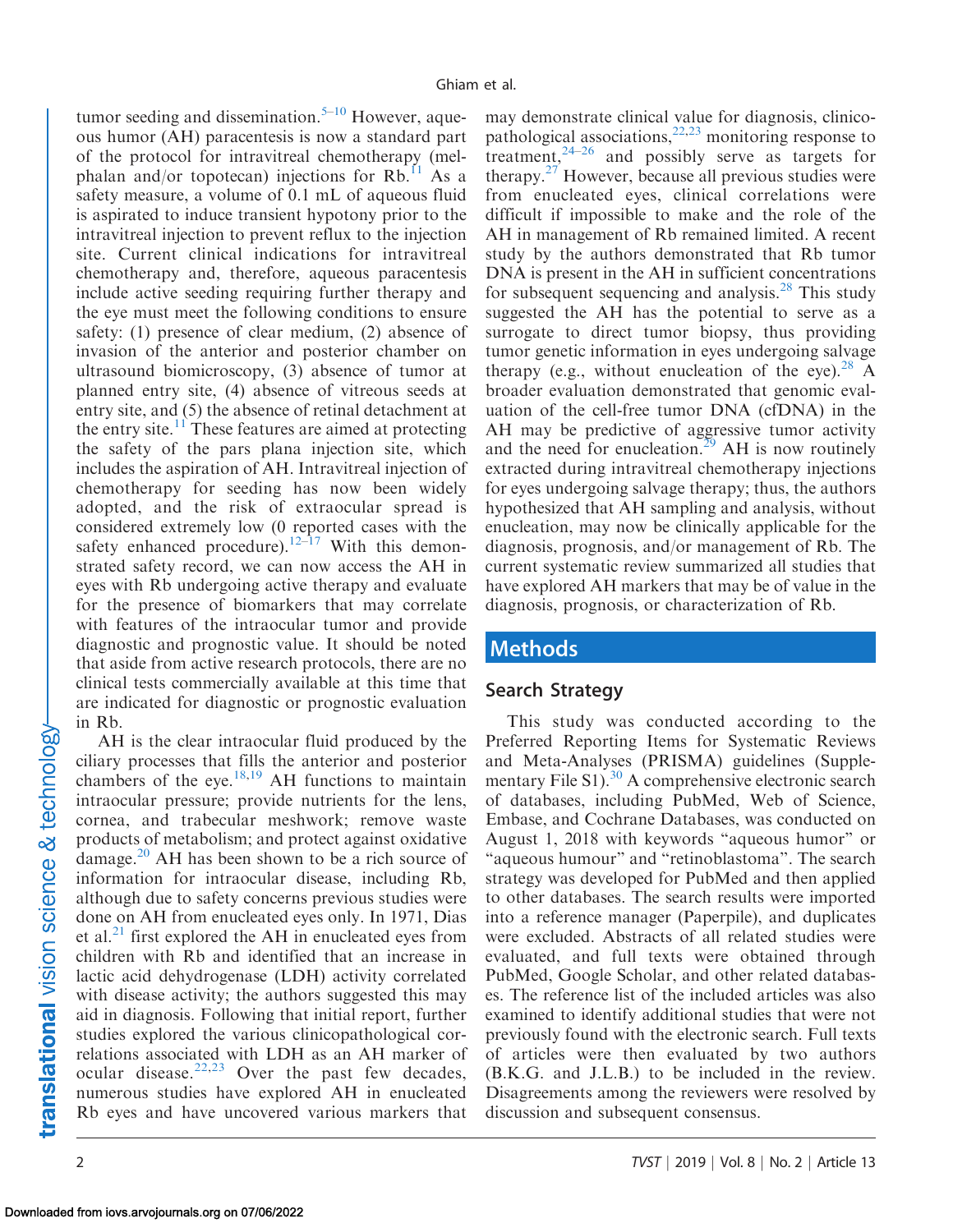tumor seeding and dissemination.[5–10] However, aqueous humor (AH) paracentesis is now a standard part of the protocol for intravitreal chemotherapy (melphalan and/or topotecan) injections for Rb.[11] As a safety measure, a volume of 0.1 mL of aqueous fluid is aspirated to induce transient hypotony prior to the intravitreal injection to prevent reflux to the injection site. Current clinical indications for intravitreal chemotherapy and, therefore, aqueous paracentesis include active seeding requiring further therapy and the eye must meet the following conditions to ensure safety: (1) presence of clear medium, (2) absence of invasion of the anterior and posterior chamber on ultrasound biomicroscopy, (3) absence of tumor at planned entry site, (4) absence of vitreous seeds at entry site, and (5) the absence of retinal detachment at the entry site.[11] These features are aimed at protecting the safety of the pars plana injection site, which includes the aspiration of AH. Intravitreal injection of chemotherapy for seeding has now been widely adopted, and the risk of extraocular spread is considered extremely low (0 reported cases with the safety enhanced procedure).[12–17] With this demonstrated safety record, we can now access the AH in eyes with Rb undergoing active therapy and evaluate for the presence of biomarkers that may correlate with features of the intraocular tumor and provide diagnostic and prognostic value. It should be noted that aside from active research protocols, there are no clinical tests commercially available at this time that are indicated for diagnostic or prognostic evaluation in Rb.

AH is the clear intraocular fluid produced by the ciliary processes that fills the anterior and posterior chambers of the eye.[18,19] AH functions to maintain intraocular pressure; provide nutrients for the lens, cornea, and trabecular meshwork; remove waste products of metabolism; and protect against oxidative damage.[20] AH has been shown to be a rich source of information for intraocular disease, including Rb, although due to safety concerns previous studies were done on AH from enucleated eyes only. In 1971, Dias et al.[21] first explored the AH in enucleated eyes from children with Rb and identified that an increase in lactic acid dehydrogenase (LDH) activity correlated with disease activity; the authors suggested this may aid in diagnosis. Following that initial report, further studies explored the various clinicopathological correlations associated with LDH as an AH marker of ocular disease.[22,23] Over the past few decades, numerous studies have explored AH in enucleated Rb eyes and have uncovered various markers that may demonstrate clinical value for diagnosis, clinicopathological associations,[22,23] monitoring response to treatment,[24–26] and possibly serve as targets for therapy.[27] However, because all previous studies were from enucleated eyes, clinical correlations were difficult if impossible to make and the role of the AH in management of Rb remained limited. A recent study by the authors demonstrated that Rb tumor DNA is present in the AH in sufficient concentrations for subsequent sequencing and analysis.[28] This study suggested the AH has the potential to serve as a surrogate to direct tumor biopsy, thus providing tumor genetic information in eyes undergoing salvage therapy (e.g., without enucleation of the eye).[28] A broader evaluation demonstrated that genomic evaluation of the cell-free tumor DNA (cfDNA) in the AH may be predictive of aggressive tumor activity and the need for enucleation.[29] AH is now routinely extracted during intravitreal chemotherapy injections for eyes undergoing salvage therapy; thus, the authors hypothesized that AH sampling and analysis, without enucleation, may now be clinically applicable for the diagnosis, prognosis, and/or management of Rb. The current systematic review summarized all studies that have explored AH markers that may be of value in the diagnosis, prognosis, or characterization of Rb.

## Methods

### Search Strategy

This study was conducted according to the Preferred Reporting Items for Systematic Reviews and Meta-Analyses (PRISMA) guidelines (Supplementary File S1).[30] A comprehensive electronic search of databases, including PubMed, Web of Science, Embase, and Cochrane Databases, was conducted on August 1, 2018 with keywords "aqueous humor" or "aqueous humour" and "retinoblastoma". The search strategy was developed for PubMed and then applied to other databases. The search results were imported into a reference manager (Paperpile), and duplicates were excluded. Abstracts of all related studies were evaluated, and full texts were obtained through PubMed, Google Scholar, and other related databases. The reference list of the included articles was also examined to identify additional studies that were not previously found with the electronic search. Full texts of articles were then evaluated by two authors (B.K.G. and J.L.B.) to be included in the review. Disagreements among the reviewers were resolved by discussion and subsequent consensus.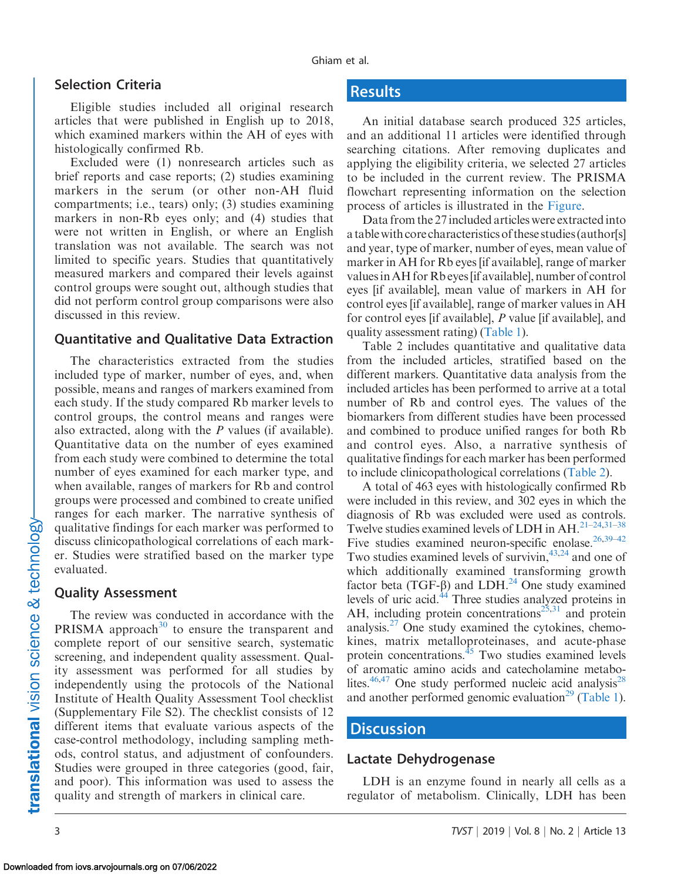## Selection Criteria

Eligible studies included all original research articles that were published in English up to 2018, which examined markers within the AH of eyes with histologically confirmed Rb.

Excluded were (1) nonresearch articles such as brief reports and case reports; (2) studies examining markers in the serum (or other non-AH fluid compartments; i.e., tears) only; (3) studies examining markers in non-Rb eyes only; and (4) studies that were not written in English, or where an English translation was not available. The search was not limited to specific years. Studies that quantitatively measured markers and compared their levels against control groups were sought out, although studies that did not perform control group comparisons were also discussed in this review.

## Quantitative and Qualitative Data Extraction

The characteristics extracted from the studies included type of marker, number of eyes, and, when possible, means and ranges of markers examined from each study. If the study compared Rb marker levels to control groups, the control means and ranges were also extracted, along with the *P* values (if available). Quantitative data on the number of eyes examined from each study were combined to determine the total number of eyes examined for each marker type, and when available, ranges of markers for Rb and control groups were processed and combined to create unified ranges for each marker. The narrative synthesis of qualitative findings for each marker was performed to discuss clinicopathological correlations of each marker. Studies were stratified based on the marker type evaluated.

## Quality Assessment

The review was conducted in accordance with the PRISMA approach[30] to ensure the transparent and complete report of our sensitive search, systematic screening, and independent quality assessment. Quality assessment was performed for all studies by independently using the protocols of the National Institute of Health Quality Assessment Tool checklist (Supplementary File S2). The checklist consists of 12 different items that evaluate various aspects of the case-control methodology, including sampling methods, control status, and adjustment of confounders. Studies were grouped in three categories (good, fair, and poor). This information was used to assess the quality and strength of markers in clinical care.

# Results

An initial database search produced 325 articles, and an additional 11 articles were identified through searching citations. After removing duplicates and applying the eligibility criteria, we selected 27 articles to be included in the current review. The PRISMA flowchart representing information on the selection process of articles is illustrated in the Figure.

Data from the 27 included articles were extracted into a table with core characteristics of these studies (author[s] and year, type of marker, number of eyes, mean value of marker in AH for Rb eyes [if available], range of marker values in AH for Rb eyes [if available], number of control eyes [if available], mean value of markers in AH for control eyes [if available], range of marker values in AH for control eyes [if available], *P* value [if available], and quality assessment rating) (Table 1).

Table 2 includes quantitative and qualitative data from the included articles, stratified based on the different markers. Quantitative data analysis from the included articles has been performed to arrive at a total number of Rb and control eyes. The values of the biomarkers from different studies have been processed and combined to produce unified ranges for both Rb and control eyes. Also, a narrative synthesis of qualitative findings for each marker has been performed to include clinicopathological correlations (Table 2).

A total of 463 eyes with histologically confirmed Rb were included in this review, and 302 eyes in which the diagnosis of Rb was excluded were used as controls. Twelve studies examined levels of LDH in AH.[21–24,31–38] Five studies examined neuron-specific enolase.[26,39–42] Two studies examined levels of survivin,[43,24] and one of which additionally examined transforming growth factor beta (TGF-β) and LDH.[24] One study examined levels of uric acid.[44] Three studies analyzed proteins in AH, including protein concentrations[25,31] and protein analysis.[27] One study examined the cytokines, chemokines, matrix metalloproteinases, and acute-phase protein concentrations.[45] Two studies examined levels of aromatic amino acids and catecholamine metabolites.[46,47] One study performed nucleic acid analysis[28] and another performed genomic evaluation[29] (Table 1).

# Discussion

## Lactate Dehydrogenase

LDH is an enzyme found in nearly all cells as a regulator of metabolism. Clinically, LDH has been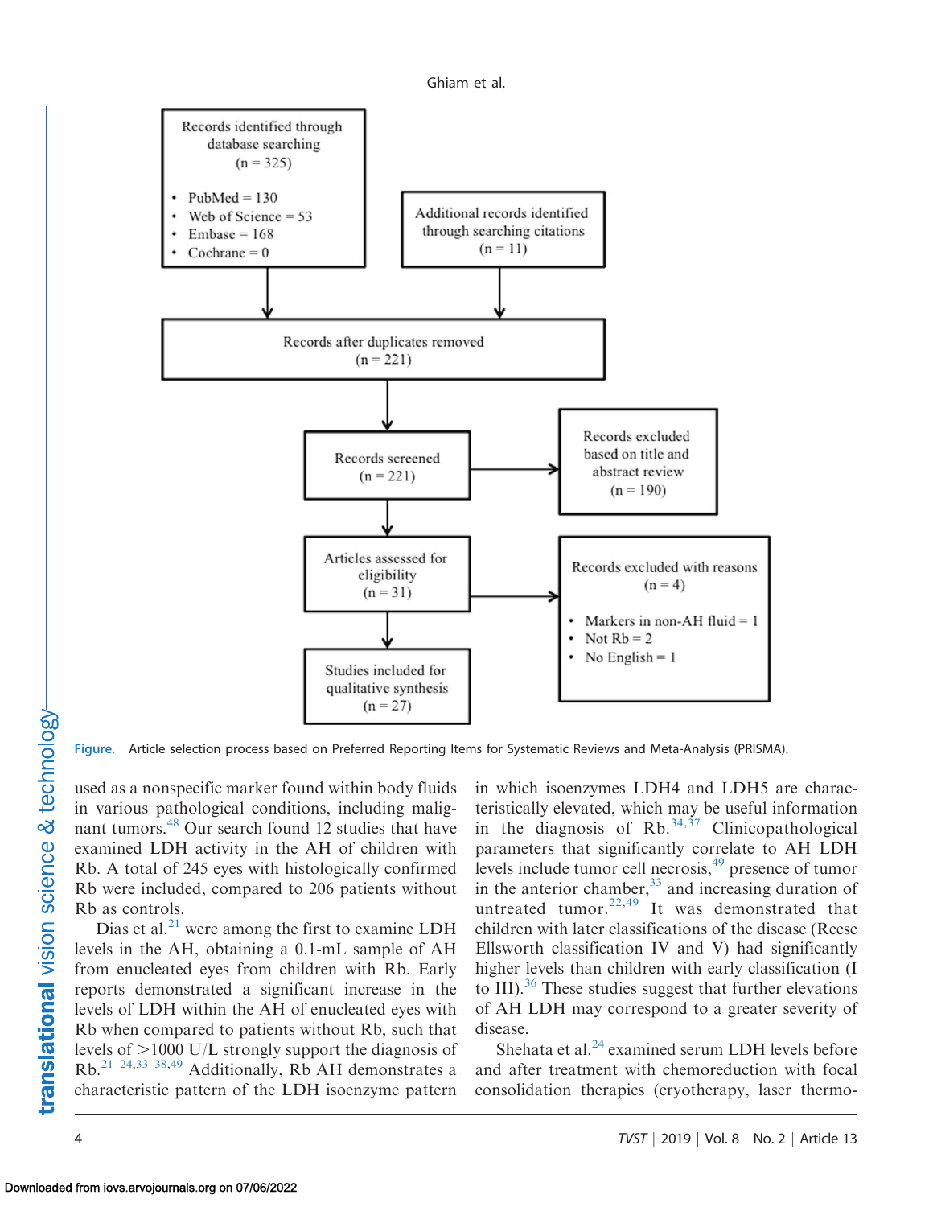Records identified through database searching (n = 325)

- PubMed = 130
- Web of Science = 53
- Embase = 168
- Cochrane = 0

Additional records identified through searching citations (n = 11)

Records after duplicates removed (n = 221)

Records screened (n = 221)

Records excluded based on title and abstract review (n = 190)

Articles assessed for eligibility (n = 31)

Records excluded with reasons (n = 4)

- Markers in non-AH fluid = 1
- Not Rb = 2
- No English = 1

Studies included for qualitative synthesis (n = 27)

**Figure.** Article selection process based on Preferred Reporting Items for Systematic Reviews and Meta-Analysis (PRISMA).

used as a nonspecific marker found within body fluids in various pathological conditions, including malignant tumors.[48] Our search found 12 studies that have examined LDH activity in the AH of children with Rb. A total of 245 eyes with histologically confirmed Rb were included, compared to 206 patients without Rb as controls.

Dias et al.[21] were among the first to examine LDH levels in the AH, obtaining a 0.1-mL sample of AH from enucleated eyes from children with Rb. Early reports demonstrated a significant increase in the levels of LDH within the AH of enucleated eyes with Rb when compared to patients without Rb, such that levels of >1000 U/L strongly support the diagnosis of Rb.[21–24,33–38,49] Additionally, Rb AH demonstrates a characteristic pattern of the LDH isoenzyme pattern in which isoenzymes LDH4 and LDH5 are characteristically elevated, which may be useful information in the diagnosis of Rb.[34,37] Clinicopathological parameters that significantly correlate to AH LDH levels include tumor cell necrosis,[49] presence of tumor in the anterior chamber,[33] and increasing duration of untreated tumor.[22,49] It was demonstrated that children with later classifications of the disease (Reese Ellsworth classification IV and V) had significantly higher levels than children with early classification (I to III).[36] These studies suggest that further elevations of AH LDH may correspond to a greater severity of disease.

Shehata et al.[24] examined serum LDH levels before and after treatment with chemoreduction with focal consolidation therapies (cryotherapy, laser thermo-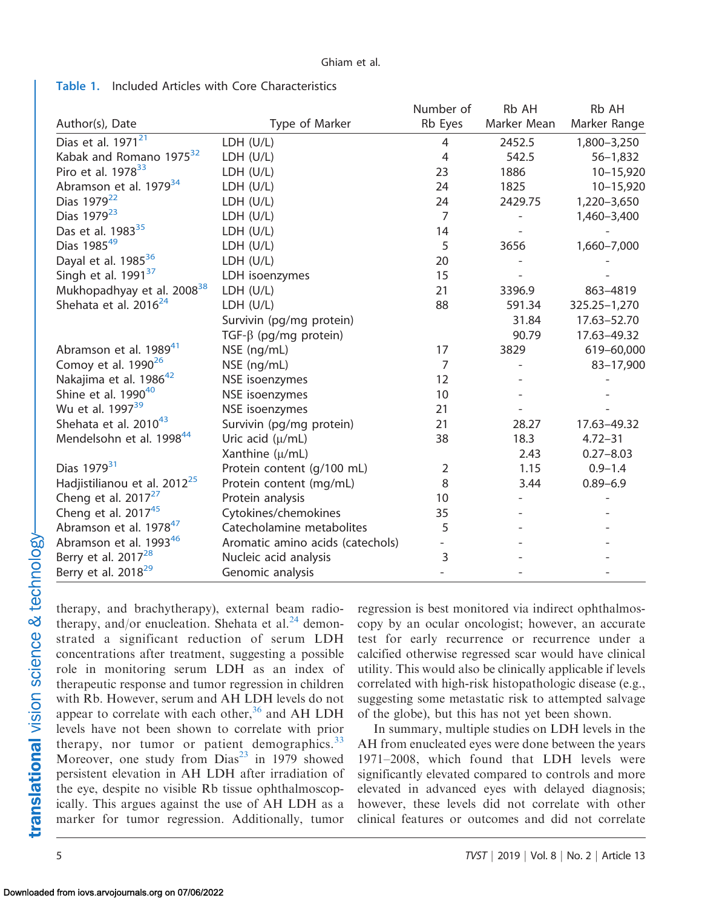**Table 1.** Included Articles with Core Characteristics

| Author(s), Date | Type of Marker | Number of Rb Eyes | Rb AH Marker Mean | Rb AH Marker Range |
|---|---|---|---|---|
| Dias et al. 1971[21] | LDH (U/L) | 4 | 2452.5 | 1,800–3,250 |
| Kabak and Romano 1975[32] | LDH (U/L) | 4 | 542.5 | 56–1,832 |
| Piro et al. 1978[33] | LDH (U/L) | 23 | 1886 | 10–15,920 |
| Abramson et al. 1979[34] | LDH (U/L) | 24 | 1825 | 10–15,920 |
| Dias 1979[22] | LDH (U/L) | 24 | 2429.75 | 1,220–3,650 |
| Dias 1979[23] | LDH (U/L) | 7 | - | 1,460–3,400 |
| Das et al. 1983[35] | LDH (U/L) | 14 | - | - |
| Dias 1985[49] | LDH (U/L) | 5 | 3656 | 1,660–7,000 |
| Dayal et al. 1985[36] | LDH (U/L) | 20 | - | - |
| Singh et al. 1991[37] | LDH isoenzymes | 15 | - | - |
| Mukhopadhyay et al. 2008[38] | LDH (U/L) | 21 | 3396.9 | 863–4819 |
| Shehata et al. 2016[24] | LDH (U/L) | 88 | 591.34 | 325.25–1,270 |
| | Survivin (pg/mg protein) | | 31.84 | 17.63–52.70 |
| | TGF-β (pg/mg protein) | | 90.79 | 17.63–49.32 |
| Abramson et al. 1989[41] | NSE (ng/mL) | 17 | 3829 | 619–60,000 |
| Comoy et al. 1990[26] | NSE (ng/mL) | 7 | - | 83–17,900 |
| Nakajima et al. 1986[42] | NSE isoenzymes | 12 | - | - |
| Shine et al. 1990[40] | NSE isoenzymes | 10 | - | - |
| Wu et al. 1997[39] | NSE isoenzymes | 21 | - | - |
| Shehata et al. 2010[43] | Survivin (pg/mg protein) | 21 | 28.27 | 17.63–49.32 |
| Mendelsohn et al. 1998[44] | Uric acid (μ/mL) | 38 | 18.3 | 4.72–31 |
| | Xanthine (μ/mL) | | 2.43 | 0.27–8.03 |
| Dias 1979[31] | Protein content (g/100 mL) | 2 | 1.15 | 0.9–1.4 |
| Hadjistilianou et al. 2012[25] | Protein content (mg/mL) | 8 | 3.44 | 0.89–6.9 |
| Cheng et al. 2017[27] | Protein analysis | 10 | - | - |
| Cheng et al. 2017[45] | Cytokines/chemokines | 35 | - | - |
| Abramson et al. 1978[47] | Catecholamine metabolites | 5 | - | - |
| Abramson et al. 1993[46] | Aromatic amino acids (catechols) | - | - | - |
| Berry et al. 2017[28] | Nucleic acid analysis | 3 | - | - |
| Berry et al. 2018[29] | Genomic analysis | - | - | - |

therapy, and brachytherapy), external beam radiotherapy, and/or enucleation. Shehata et al.[24] demonstrated a significant reduction of serum LDH concentrations after treatment, suggesting a possible role in monitoring serum LDH as an index of therapeutic response and tumor regression in children with Rb. However, serum and AH LDH levels do not appear to correlate with each other,[36] and AH LDH levels have not been shown to correlate with prior therapy, nor tumor or patient demographics.[33] Moreover, one study from Dias[23] in 1979 showed persistent elevation in AH LDH after irradiation of the eye, despite no visible Rb tissue ophthalmoscopically. This argues against the use of AH LDH as a marker for tumor regression. Additionally, tumor regression is best monitored via indirect ophthalmoscopy by an ocular oncologist; however, an accurate test for early recurrence or recurrence under a calcified otherwise regressed scar would have clinical utility. This would also be clinically applicable if levels correlated with high-risk histopathologic disease (e.g., suggesting some metastatic risk to attempted salvage of the globe), but this has not yet been shown.

In summary, multiple studies on LDH levels in the AH from enucleated eyes were done between the years 1971–2008, which found that LDH levels were significantly elevated compared to controls and more elevated in advanced eyes with delayed diagnosis; however, these levels did not correlate with other clinical features or outcomes and did not correlate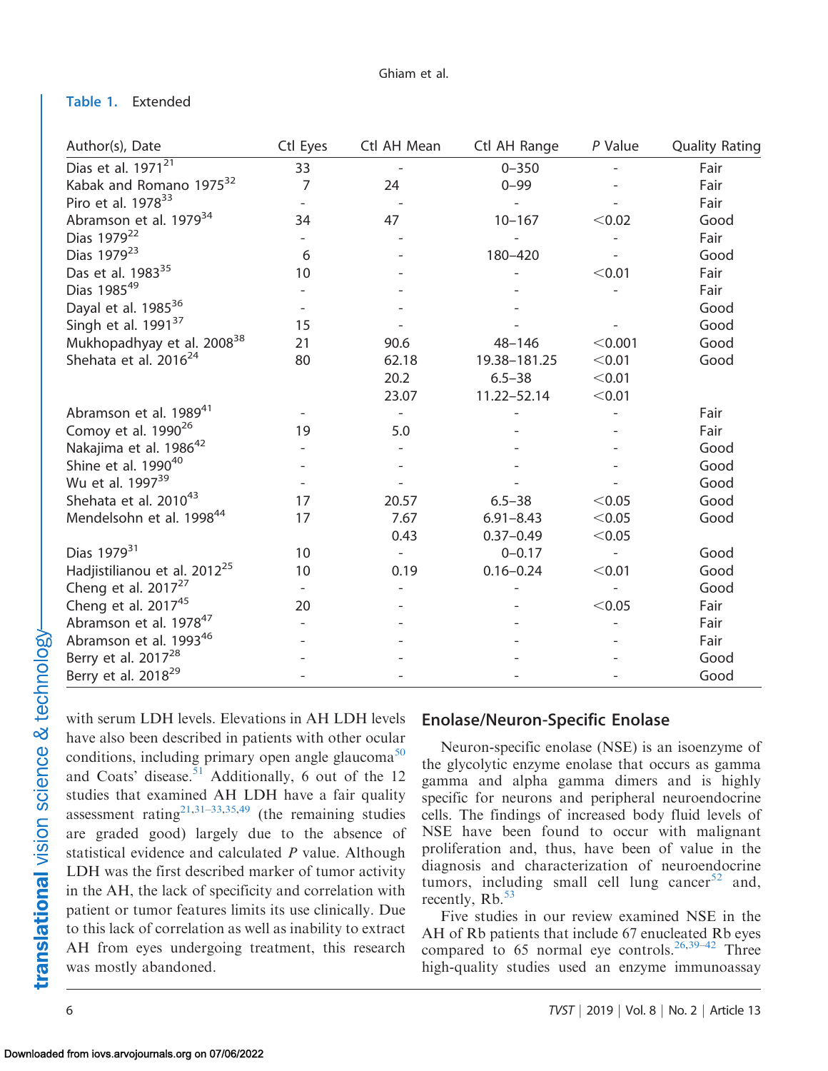Table 1. Extended

| Author(s), Date | Ctl Eyes | Ctl AH Mean | Ctl AH Range | *P* Value | Quality Rating |
|---|---|---|---|---|---|
| Dias et al. 1971[21] | 33 | - | 0–350 | - | Fair |
| Kabak and Romano 1975[32] | 7 | 24 | 0–99 | - | Fair |
| Piro et al. 1978[33] | - | - | - | - | Fair |
| Abramson et al. 1979[34] | 34 | 47 | 10–167 | <0.02 | Good |
| Dias 1979[22] | - | - | - | - | Fair |
| Dias 1979[23] | 6 | - | 180–420 | - | Good |
| Das et al. 1983[35] | 10 | - | - | <0.01 | Fair |
| Dias 1985[49] | - | - | - | - | Fair |
| Dayal et al. 1985[36] | - | - | - | | Good |
| Singh et al. 1991[37] | 15 | - | - | - | Good |
| Mukhopadhyay et al. 2008[38] | 21 | 90.6 | 48–146 | <0.001 | Good |
| Shehata et al. 2016[24] | 80 | 62.18 | 19.38–181.25 | <0.01 | Good |
| | | 20.2 | 6.5–38 | <0.01 | |
| | | 23.07 | 11.22–52.14 | <0.01 | |
| Abramson et al. 1989[41] | - | - | - | - | Fair |
| Comoy et al. 1990[26] | 19 | 5.0 | - | - | Fair |
| Nakajima et al. 1986[42] | - | - | - | - | Good |
| Shine et al. 1990[40] | - | - | - | - | Good |
| Wu et al. 1997[39] | - | - | - | - | Good |
| Shehata et al. 2010[43] | 17 | 20.57 | 6.5–38 | <0.05 | Good |
| Mendelsohn et al. 1998[44] | 17 | 7.67 | 6.91–8.43 | <0.05 | Good |
| | | 0.43 | 0.37–0.49 | <0.05 | |
| Dias 1979[31] | 10 | - | 0–0.17 | - | Good |
| Hadjistilianou et al. 2012[25] | 10 | 0.19 | 0.16–0.24 | <0.01 | Good |
| Cheng et al. 2017[27] | - | - | - | - | Good |
| Cheng et al. 2017[45] | 20 | - | - | <0.05 | Fair |
| Abramson et al. 1978[47] | - | - | - | - | Fair |
| Abramson et al. 1993[46] | - | - | - | - | Fair |
| Berry et al. 2017[28] | - | - | - | - | Good |
| Berry et al. 2018[29] | - | - | - | - | Good |

with serum LDH levels. Elevations in AH LDH levels have also been described in patients with other ocular conditions, including primary open angle glaucoma[50] and Coats' disease.[51] Additionally, 6 out of the 12 studies that examined AH LDH have a fair quality assessment rating[21,31–33,35,49] (the remaining studies are graded good) largely due to the absence of statistical evidence and calculated *P* value. Although LDH was the first described marker of tumor activity in the AH, the lack of specificity and correlation with patient or tumor features limits its use clinically. Due to this lack of correlation as well as inability to extract AH from eyes undergoing treatment, this research was mostly abandoned.

## Enolase/Neuron-Specific Enolase

Neuron-specific enolase (NSE) is an isoenzyme of the glycolytic enzyme enolase that occurs as gamma gamma and alpha gamma dimers and is highly specific for neurons and peripheral neuroendocrine cells. The findings of increased body fluid levels of NSE have been found to occur with malignant proliferation and, thus, have been of value in the diagnosis and characterization of neuroendocrine tumors, including small cell lung cancer[52] and, recently, Rb.[53]

Five studies in our review examined NSE in the AH of Rb patients that include 67 enucleated Rb eyes compared to 65 normal eye controls.[26,39–42] Three high-quality studies used an enzyme immunoassay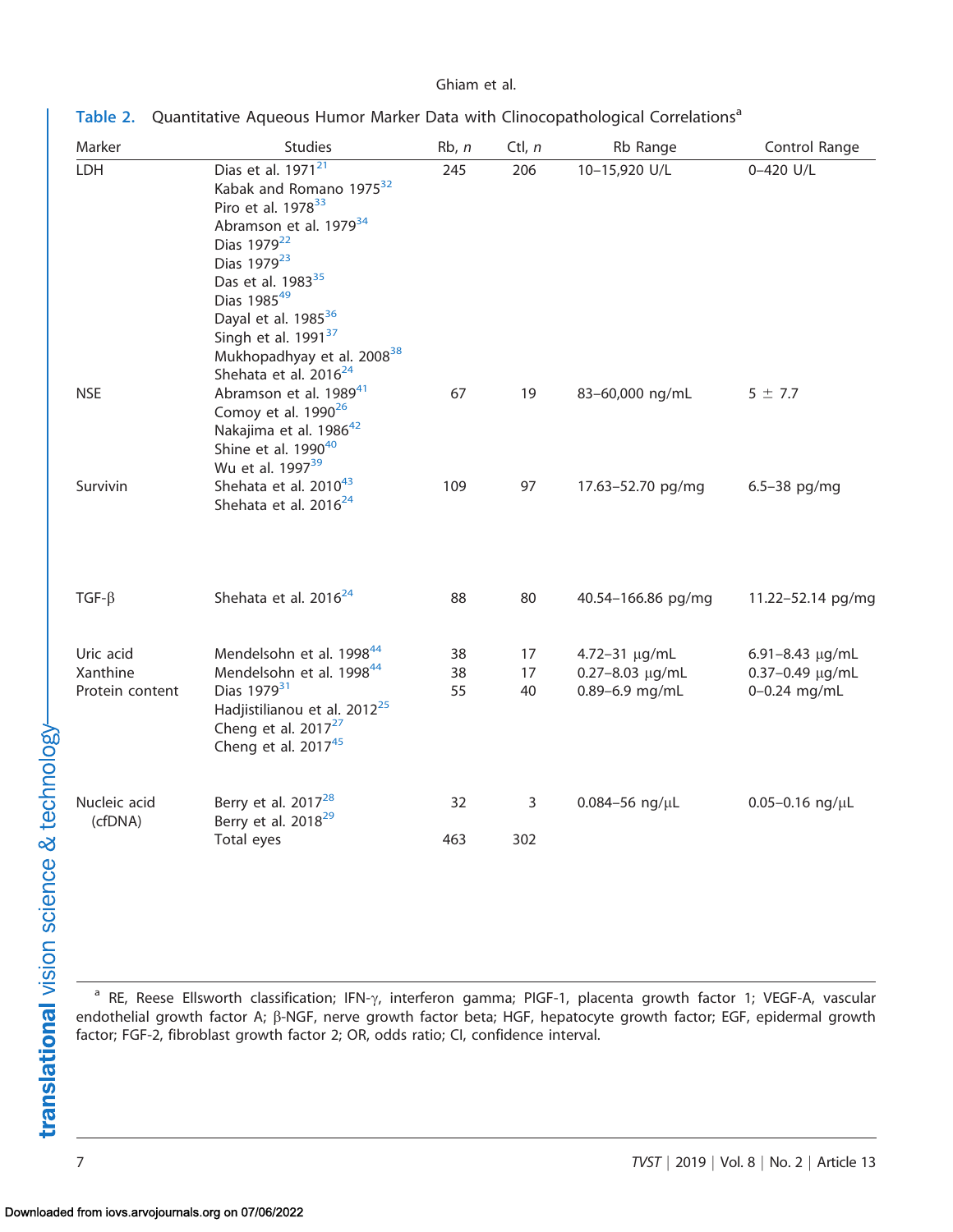**Table 2.** Quantitative Aqueous Humor Marker Data with Clinocopathological Correlations[a]

| Marker | Studies | Rb, *n* | Ctl, *n* | Rb Range | Control Range |
|---|---|---|---|---|---|
| LDH | Dias et al. 1971[21]<br>Kabak and Romano 1975[32]<br>Piro et al. 1978[33]<br>Abramson et al. 1979[34]<br>Dias 1979[22]<br>Dias 1979[23]<br>Das et al. 1983[35]<br>Dias 1985[49]<br>Dayal et al. 1985[36]<br>Singh et al. 1991[37]<br>Mukhopadhyay et al. 2008[38]<br>Shehata et al. 2016[24] | 245 | 206 | 10–15,920 U/L | 0–420 U/L |
| NSE | Abramson et al. 1989[41]<br>Comoy et al. 1990[26]<br>Nakajima et al. 1986[42]<br>Shine et al. 1990[40]<br>Wu et al. 1997[39] | 67 | 19 | 83–60,000 ng/mL | 5 ± 7.7 |
| Survivin | Shehata et al. 2010[43]<br>Shehata et al. 2016[24] | 109 | 97 | 17.63–52.70 pg/mg | 6.5–38 pg/mg |
| TGF-β | Shehata et al. 2016[24] | 88 | 80 | 40.54–166.86 pg/mg | 11.22–52.14 pg/mg |
| Uric acid | Mendelsohn et al. 1998[44] | 38 | 17 | 4.72–31 μg/mL | 6.91–8.43 μg/mL |
| Xanthine | Mendelsohn et al. 1998[44] | 38 | 17 | 0.27–8.03 μg/mL | 0.37–0.49 μg/mL |
| Protein content | Dias 1979[31]<br>Hadjistilianou et al. 2012[25]<br>Cheng et al. 2017[27]<br>Cheng et al. 2017[45] | 55 | 40 | 0.89–6.9 mg/mL | 0–0.24 mg/mL |
| Nucleic acid (cfDNA) | Berry et al. 2017[28]<br>Berry et al. 2018[29] | 32 | 3 | 0.084–56 ng/μL | 0.05–0.16 ng/μL |
| | Total eyes | 463 | 302 | | |

[a] RE, Reese Ellsworth classification; IFN-γ, interferon gamma; PIGF-1, placenta growth factor 1; VEGF-A, vascular endothelial growth factor A; β-NGF, nerve growth factor beta; HGF, hepatocyte growth factor; EGF, epidermal growth factor; FGF-2, fibroblast growth factor 2; OR, odds ratio; CI, confidence interval.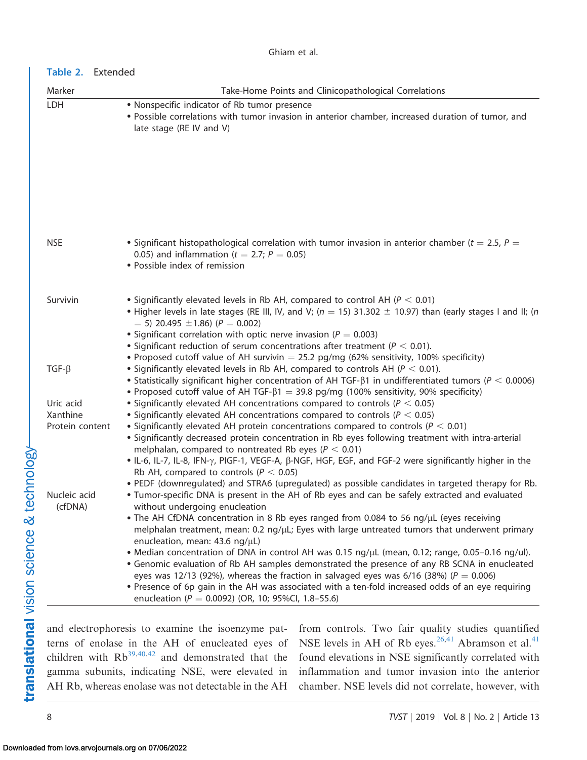**Table 2.** Extended

| Marker | Take-Home Points and Clinicopathological Correlations |
|---|---|
| LDH | • Nonspecific indicator of Rb tumor presence<br>• Possible correlations with tumor invasion in anterior chamber, increased duration of tumor, and late stage (RE IV and V) |
| NSE | • Significant histopathological correlation with tumor invasion in anterior chamber ($t = 2.5$, $P = 0.05$) and inflammation ($t = 2.7$; $P = 0.05$)<br>• Possible index of remission |
| Survivin | • Significantly elevated levels in Rb AH, compared to control AH ($P < 0.01$)<br>• Higher levels in late stages (RE III, IV, and V; ($n = 15$) 31.302 ± 10.97) than (early stages I and II; ($n = 5$) 20.495 ±1.86) ($P = 0.002$)<br>• Significant correlation with optic nerve invasion ($P = 0.003$)<br>• Significant reduction of serum concentrations after treatment ($P < 0.01$).<br>• Proposed cutoff value of AH survivin = 25.2 pg/mg (62% sensitivity, 100% specificity) |
| TGF-β | • Significantly elevated levels in Rb AH, compared to controls AH ($P < 0.01$).<br>• Statistically significant higher concentration of AH TGF-β1 in undifferentiated tumors ($P < 0.0006$)<br>• Proposed cutoff value of AH TGF-β1 = 39.8 pg/mg (100% sensitivity, 90% specificity) |
| Uric acid | • Significantly elevated AH concentrations compared to controls ($P < 0.05$) |
| Xanthine | • Significantly elevated AH concentrations compared to controls ($P < 0.05$) |
| Protein content | • Significantly elevated AH protein concentrations compared to controls ($P < 0.01$)<br>• Significantly decreased protein concentration in Rb eyes following treatment with intra-arterial melphalan, compared to nontreated Rb eyes ($P < 0.01$)<br>• IL-6, IL-7, IL-8, IFN-γ, PIGF-1, VEGF-A, β-NGF, HGF, EGF, and FGF-2 were significantly higher in the Rb AH, compared to controls ($P < 0.05$)<br>• PEDF (downregulated) and STRA6 (upregulated) as possible candidates in targeted therapy for Rb. |
| Nucleic acid (cfDNA) | • Tumor-specific DNA is present in the AH of Rb eyes and can be safely extracted and evaluated without undergoing enucleation<br>• The AH CfDNA concentration in 8 Rb eyes ranged from 0.084 to 56 ng/μL (eyes receiving melphalan treatment, mean: 0.2 ng/μL; Eyes with large untreated tumors that underwent primary enucleation, mean: 43.6 ng/μL)<br>• Median concentration of DNA in control AH was 0.15 ng/μL (mean, 0.12; range, 0.05–0.16 ng/ul).<br>• Genomic evaluation of Rb AH samples demonstrated the presence of any RB SCNA in enucleated eyes was 12/13 (92%), whereas the fraction in salvaged eyes was 6/16 (38%) ($P = 0.006$)<br>• Presence of 6p gain in the AH was associated with a ten-fold increased odds of an eye requiring enucleation ($P = 0.0092$) (OR, 10; 95%CI, 1.8–55.6) |

and electrophoresis to examine the isoenzyme patterns of enolase in the AH of enucleated eyes of children with Rb[39,40,42] and demonstrated that the gamma subunits, indicating NSE, were elevated in AH Rb, whereas enolase was not detectable in the AH from controls. Two fair quality studies quantified NSE levels in AH of Rb eyes.[26,41] Abramson et al.[41] found elevations in NSE significantly correlated with inflammation and tumor invasion into the anterior chamber. NSE levels did not correlate, however, with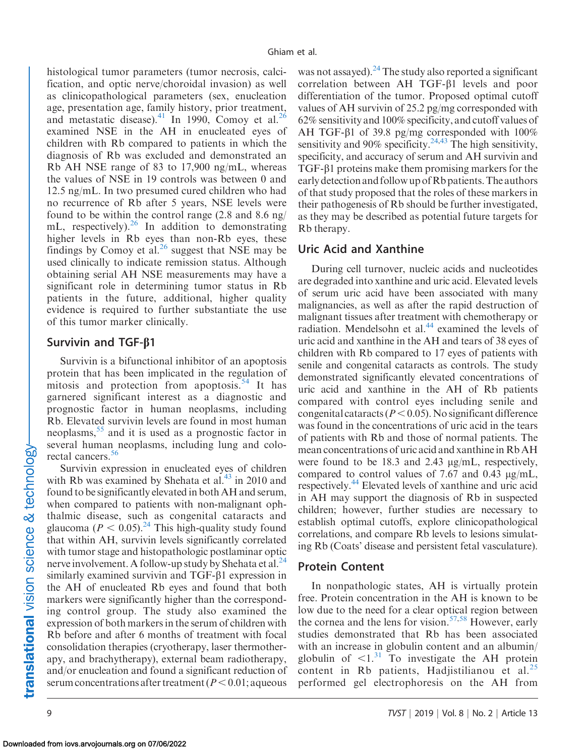histological tumor parameters (tumor necrosis, calcification, and optic nerve/choroidal invasion) as well as clinicopathological parameters (sex, enucleation age, presentation age, family history, prior treatment, and metastatic disease).[41] In 1990, Comoy et al.[26] examined NSE in the AH in enucleated eyes of children with Rb compared to patients in which the diagnosis of Rb was excluded and demonstrated an Rb AH NSE range of 83 to 17,900 ng/mL, whereas the values of NSE in 19 controls was between 0 and 12.5 ng/mL. In two presumed cured children who had no recurrence of Rb after 5 years, NSE levels were found to be within the control range (2.8 and 8.6 ng/mL, respectively).[26] In addition to demonstrating higher levels in Rb eyes than non-Rb eyes, these findings by Comoy et al.[26] suggest that NSE may be used clinically to indicate remission status. Although obtaining serial AH NSE measurements may have a significant role in determining tumor status in Rb patients in the future, additional, higher quality evidence is required to further substantiate the use of this tumor marker clinically.

## Survivin and TGF-β1

Survivin is a bifunctional inhibitor of an apoptosis protein that has been implicated in the regulation of mitosis and protection from apoptosis.[54] It has garnered significant interest as a diagnostic and prognostic factor in human neoplasms, including Rb. Elevated survivin levels are found in most human neoplasms,[55] and it is used as a prognostic factor in several human neoplasms, including lung and colorectal cancers.[56]

Survivin expression in enucleated eyes of children with Rb was examined by Shehata et al.[43] in 2010 and found to be significantly elevated in both AH and serum, when compared to patients with non-malignant ophthalmic disease, such as congenital cataracts and glaucoma ($P < 0.05$).[24] This high-quality study found that within AH, survivin levels significantly correlated with tumor stage and histopathologic postlaminar optic nerve involvement. A follow-up study by Shehata et al.[24] similarly examined survivin and TGF-β1 expression in the AH of enucleated Rb eyes and found that both markers were significantly higher than the corresponding control group. The study also examined the expression of both markers in the serum of children with Rb before and after 6 months of treatment with focal consolidation therapies (cryotherapy, laser thermotherapy, and brachytherapy), external beam radiotherapy, and/or enucleation and found a significant reduction of serum concentrations after treatment ($P < 0.01$; aqueous was not assayed).[24] The study also reported a significant correlation between AH TGF-β1 levels and poor differentiation of the tumor. Proposed optimal cutoff values of AH survivin of 25.2 pg/mg corresponded with 62% sensitivity and 100% specificity, and cutoff values of AH TGF-β1 of 39.8 pg/mg corresponded with 100% sensitivity and 90% specificity.[24,43] The high sensitivity, specificity, and accuracy of serum and AH survivin and TGF-β1 proteins make them promising markers for the early detection and follow up of Rb patients. The authors of that study proposed that the roles of these markers in their pathogenesis of Rb should be further investigated, as they may be described as potential future targets for Rb therapy.

## Uric Acid and Xanthine

During cell turnover, nucleic acids and nucleotides are degraded into xanthine and uric acid. Elevated levels of serum uric acid have been associated with many malignancies, as well as after the rapid destruction of malignant tissues after treatment with chemotherapy or radiation. Mendelsohn et al.[44] examined the levels of uric acid and xanthine in the AH and tears of 38 eyes of children with Rb compared to 17 eyes of patients with senile and congenital cataracts as controls. The study demonstrated significantly elevated concentrations of uric acid and xanthine in the AH of Rb patients compared with control eyes including senile and congenital cataracts ($P < 0.05$). No significant difference was found in the concentrations of uric acid in the tears of patients with Rb and those of normal patients. The mean concentrations of uric acid and xanthine in Rb AH were found to be 18.3 and 2.43 μg/mL, respectively, compared to control values of 7.67 and 0.43 μg/mL, respectively.[44] Elevated levels of xanthine and uric acid in AH may support the diagnosis of Rb in suspected children; however, further studies are necessary to establish optimal cutoffs, explore clinicopathological correlations, and compare Rb levels to lesions simulating Rb (Coats' disease and persistent fetal vasculature).

## Protein Content

In nonpathologic states, AH is virtually protein free. Protein concentration in the AH is known to be low due to the need for a clear optical region between the cornea and the lens for vision.[57,58] However, early studies demonstrated that Rb has been associated with an increase in globulin content and an albumin/globulin of $<1$.[31] To investigate the AH protein content in Rb patients, Hadjistilianou et al.[25] performed gel electrophoresis on the AH from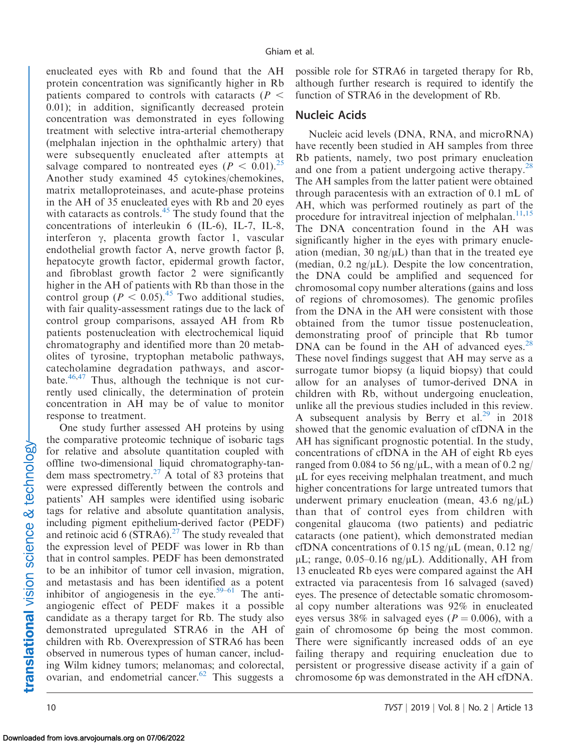enucleated eyes with Rb and found that the AH protein concentration was significantly higher in Rb patients compared to controls with cataracts ($P < 0.01$); in addition, significantly decreased protein concentration was demonstrated in eyes following treatment with selective intra-arterial chemotherapy (melphalan injection in the ophthalmic artery) that were subsequently enucleated after attempts at salvage compared to nontreated eyes ($P < 0.01$).[25] Another study examined 45 cytokines/chemokines, matrix metalloproteinases, and acute-phase proteins in the AH of 35 enucleated eyes with Rb and 20 eyes with cataracts as controls.[45] The study found that the concentrations of interleukin 6 (IL-6), IL-7, IL-8, interferon γ, placenta growth factor 1, vascular endothelial growth factor A, nerve growth factor β, hepatocyte growth factor, epidermal growth factor, and fibroblast growth factor 2 were significantly higher in the AH of patients with Rb than those in the control group ($P < 0.05$).[45] Two additional studies, with fair quality-assessment ratings due to the lack of control group comparisons, assayed AH from Rb patients postenucleation with electrochemical liquid chromatography and identified more than 20 metabolites of tyrosine, tryptophan metabolic pathways, catecholamine degradation pathways, and ascorbate.[46,47] Thus, although the technique is not currently used clinically, the determination of protein concentration in AH may be of value to monitor response to treatment.

One study further assessed AH proteins by using the comparative proteomic technique of isobaric tags for relative and absolute quantitation coupled with offline two-dimensional liquid chromatography-tandem mass spectrometry.[27] A total of 83 proteins that were expressed differently between the controls and patients' AH samples were identified using isobaric tags for relative and absolute quantitation analysis, including pigment epithelium-derived factor (PEDF) and retinoic acid 6 (STRA6).[27] The study revealed that the expression level of PEDF was lower in Rb than that in control samples. PEDF has been demonstrated to be an inhibitor of tumor cell invasion, migration, and metastasis and has been identified as a potent inhibitor of angiogenesis in the eye.[59–61] The anti-angiogenic effect of PEDF makes it a possible candidate as a therapy target for Rb. The study also demonstrated upregulated STRA6 in the AH of children with Rb. Overexpression of STRA6 has been observed in numerous types of human cancer, including Wilm kidney tumors; melanomas; and colorectal, ovarian, and endometrial cancer.[62] This suggests a possible role for STRA6 in targeted therapy for Rb, although further research is required to identify the function of STRA6 in the development of Rb.

## Nucleic Acids

Nucleic acid levels (DNA, RNA, and microRNA) have recently been studied in AH samples from three Rb patients, namely, two post primary enucleation and one from a patient undergoing active therapy.[28] The AH samples from the latter patient were obtained through paracentesis with an extraction of 0.1 mL of AH, which was performed routinely as part of the procedure for intravitreal injection of melphalan.[11,15] The DNA concentration found in the AH was significantly higher in the eyes with primary enucleation (median, 30 ng/μL) than that in the treated eye (median, 0.2 ng/μL). Despite the low concentration, the DNA could be amplified and sequenced for chromosomal copy number alterations (gains and loss of regions of chromosomes). The genomic profiles from the DNA in the AH were consistent with those obtained from the tumor tissue postenucleation, demonstrating proof of principle that Rb tumor DNA can be found in the AH of advanced eyes.[28] These novel findings suggest that AH may serve as a surrogate tumor biopsy (a liquid biopsy) that could allow for an analyses of tumor-derived DNA in children with Rb, without undergoing enucleation, unlike all the previous studies included in this review. A subsequent analysis by Berry et al.[29] in 2018 showed that the genomic evaluation of cfDNA in the AH has significant prognostic potential. In the study, concentrations of cfDNA in the AH of eight Rb eyes ranged from 0.084 to 56 ng/μL, with a mean of 0.2 ng/μL for eyes receiving melphalan treatment, and much higher concentrations for large untreated tumors that underwent primary enucleation (mean, 43.6 ng/μL) than that of control eyes from children with congenital glaucoma (two patients) and pediatric cataracts (one patient), which demonstrated median cfDNA concentrations of 0.15 ng/μL (mean, 0.12 ng/μL; range, 0.05–0.16 ng/μL). Additionally, AH from 13 enucleated Rb eyes were compared against the AH extracted via paracentesis from 16 salvaged (saved) eyes. The presence of detectable somatic chromosomal copy number alterations was 92% in enucleated eyes versus 38% in salvaged eyes ($P = 0.006$), with a gain of chromosome 6p being the most common. There were significantly increased odds of an eye failing therapy and requiring enucleation due to persistent or progressive disease activity if a gain of chromosome 6p was demonstrated in the AH cfDNA.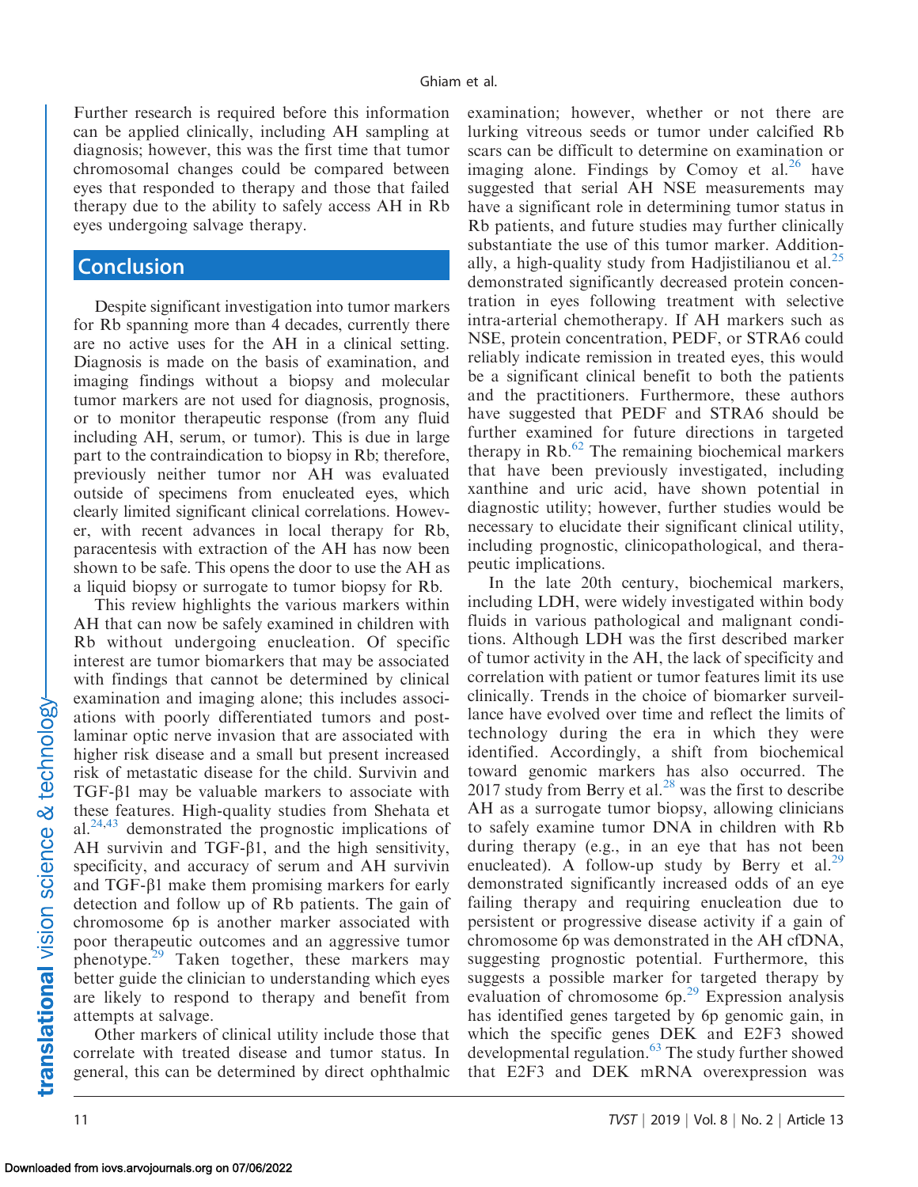Further research is required before this information can be applied clinically, including AH sampling at diagnosis; however, this was the first time that tumor chromosomal changes could be compared between eyes that responded to therapy and those that failed therapy due to the ability to safely access AH in Rb eyes undergoing salvage therapy.

## Conclusion

Despite significant investigation into tumor markers for Rb spanning more than 4 decades, currently there are no active uses for the AH in a clinical setting. Diagnosis is made on the basis of examination, and imaging findings without a biopsy and molecular tumor markers are not used for diagnosis, prognosis, or to monitor therapeutic response (from any fluid including AH, serum, or tumor). This is due in large part to the contraindication to biopsy in Rb; therefore, previously neither tumor nor AH was evaluated outside of specimens from enucleated eyes, which clearly limited significant clinical correlations. However, with recent advances in local therapy for Rb, paracentesis with extraction of the AH has now been shown to be safe. This opens the door to use the AH as a liquid biopsy or surrogate to tumor biopsy for Rb.

This review highlights the various markers within AH that can now be safely examined in children with Rb without undergoing enucleation. Of specific interest are tumor biomarkers that may be associated with findings that cannot be determined by clinical examination and imaging alone; this includes associations with poorly differentiated tumors and postlaminar optic nerve invasion that are associated with higher risk disease and a small but present increased risk of metastatic disease for the child. Survivin and TGF-β1 may be valuable markers to associate with these features. High-quality studies from Shehata et al.[24,43] demonstrated the prognostic implications of AH survivin and TGF-β1, and the high sensitivity, specificity, and accuracy of serum and AH survivin and TGF-β1 make them promising markers for early detection and follow up of Rb patients. The gain of chromosome 6p is another marker associated with poor therapeutic outcomes and an aggressive tumor phenotype.[29] Taken together, these markers may better guide the clinician to understanding which eyes are likely to respond to therapy and benefit from attempts at salvage.

Other markers of clinical utility include those that correlate with treated disease and tumor status. In general, this can be determined by direct ophthalmic examination; however, whether or not there are lurking vitreous seeds or tumor under calcified Rb scars can be difficult to determine on examination or imaging alone. Findings by Comoy et al.[26] have suggested that serial AH NSE measurements may have a significant role in determining tumor status in Rb patients, and future studies may further clinically substantiate the use of this tumor marker. Additionally, a high-quality study from Hadjistilianou et al.[25] demonstrated significantly decreased protein concentration in eyes following treatment with selective intra-arterial chemotherapy. If AH markers such as NSE, protein concentration, PEDF, or STRA6 could reliably indicate remission in treated eyes, this would be a significant clinical benefit to both the patients and the practitioners. Furthermore, these authors have suggested that PEDF and STRA6 should be further examined for future directions in targeted therapy in Rb.[62] The remaining biochemical markers that have been previously investigated, including xanthine and uric acid, have shown potential in diagnostic utility; however, further studies would be necessary to elucidate their significant clinical utility, including prognostic, clinicopathological, and therapeutic implications.

In the late 20th century, biochemical markers, including LDH, were widely investigated within body fluids in various pathological and malignant conditions. Although LDH was the first described marker of tumor activity in the AH, the lack of specificity and correlation with patient or tumor features limit its use clinically. Trends in the choice of biomarker surveillance have evolved over time and reflect the limits of technology during the era in which they were identified. Accordingly, a shift from biochemical toward genomic markers has also occurred. The 2017 study from Berry et al.[28] was the first to describe AH as a surrogate tumor biopsy, allowing clinicians to safely examine tumor DNA in children with Rb during therapy (e.g., in an eye that has not been enucleated). A follow-up study by Berry et al.[29] demonstrated significantly increased odds of an eye failing therapy and requiring enucleation due to persistent or progressive disease activity if a gain of chromosome 6p was demonstrated in the AH cfDNA, suggesting prognostic potential. Furthermore, this suggests a possible marker for targeted therapy by evaluation of chromosome 6p.[29] Expression analysis has identified genes targeted by 6p genomic gain, in which the specific genes DEK and E2F3 showed developmental regulation.[63] The study further showed that E2F3 and DEK mRNA overexpression was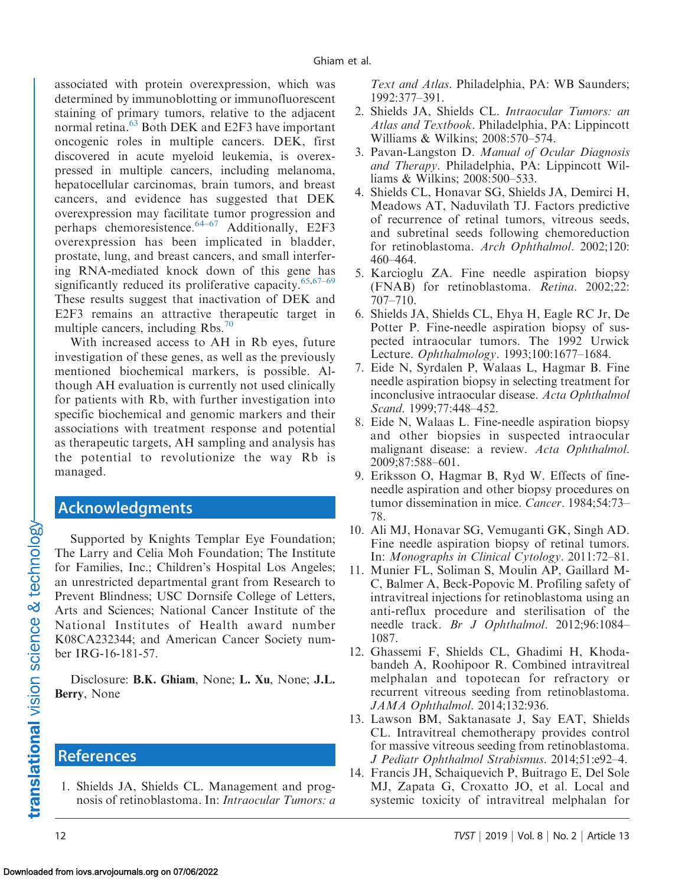associated with protein overexpression, which was determined by immunoblotting or immunofluorescent staining of primary tumors, relative to the adjacent normal retina.[63] Both DEK and E2F3 have important oncogenic roles in multiple cancers. DEK, first discovered in acute myeloid leukemia, is overexpressed in multiple cancers, including melanoma, hepatocellular carcinomas, brain tumors, and breast cancers, and evidence has suggested that DEK overexpression may facilitate tumor progression and perhaps chemoresistence.[64–67] Additionally, E2F3 overexpression has been implicated in bladder, prostate, lung, and breast cancers, and small interfering RNA-mediated knock down of this gene has significantly reduced its proliferative capacity.[65,67–69] These results suggest that inactivation of DEK and E2F3 remains an attractive therapeutic target in multiple cancers, including Rbs.[70]

With increased access to AH in Rb eyes, future investigation of these genes, as well as the previously mentioned biochemical markers, is possible. Although AH evaluation is currently not used clinically for patients with Rb, with further investigation into specific biochemical and genomic markers and their associations with treatment response and potential as therapeutic targets, AH sampling and analysis has the potential to revolutionize the way Rb is managed.

## Acknowledgments

Supported by Knights Templar Eye Foundation; The Larry and Celia Moh Foundation; The Institute for Families, Inc.; Children's Hospital Los Angeles; an unrestricted departmental grant from Research to Prevent Blindness; USC Dornsife College of Letters, Arts and Sciences; National Cancer Institute of the National Institutes of Health award number K08CA232344; and American Cancer Society number IRG-16-181-57.

Disclosure: **B.K. Ghiam**, None; **L. Xu**, None; **J.L. Berry**, None

## References

1. Shields JA, Shields CL. Management and prognosis of retinoblastoma. In: *Intraocular Tumors: a Text and Atlas*. Philadelphia, PA: WB Saunders; 1992:377–391.
2. Shields JA, Shields CL. *Intraocular Tumors: an Atlas and Textbook*. Philadelphia, PA: Lippincott Williams & Wilkins; 2008:570–574.
3. Pavan-Langston D. *Manual of Ocular Diagnosis and Therapy*. Philadelphia, PA: Lippincott Williams & Wilkins; 2008:500–533.
4. Shields CL, Honavar SG, Shields JA, Demirci H, Meadows AT, Naduvilath TJ. Factors predictive of recurrence of retinal tumors, vitreous seeds, and subretinal seeds following chemoreduction for retinoblastoma. *Arch Ophthalmol*. 2002;120:460–464.
5. Karcioglu ZA. Fine needle aspiration biopsy (FNAB) for retinoblastoma. *Retina*. 2002;22:707–710.
6. Shields JA, Shields CL, Ehya H, Eagle RC Jr, De Potter P. Fine-needle aspiration biopsy of suspected intraocular tumors. The 1992 Urwick Lecture. *Ophthalmology*. 1993;100:1677–1684.
7. Eide N, Syrdalen P, Walaas L, Hagmar B. Fine needle aspiration biopsy in selecting treatment for inconclusive intraocular disease. *Acta Ophthalmol Scand*. 1999;77:448–452.
8. Eide N, Walaas L. Fine-needle aspiration biopsy and other biopsies in suspected intraocular malignant disease: a review. *Acta Ophthalmol*. 2009;87:588–601.
9. Eriksson O, Hagmar B, Ryd W. Effects of fine-needle aspiration and other biopsy procedures on tumor dissemination in mice. *Cancer*. 1984;54:73–78.
10. Ali MJ, Honavar SG, Vemuganti GK, Singh AD. Fine needle aspiration biopsy of retinal tumors. In: *Monographs in Clinical Cytology*. 2011:72–81.
11. Munier FL, Soliman S, Moulin AP, Gaillard M-C, Balmer A, Beck-Popovic M. Profiling safety of intravitreal injections for retinoblastoma using an anti-reflux procedure and sterilisation of the needle track. *Br J Ophthalmol*. 2012;96:1084–1087.
12. Ghassemi F, Shields CL, Ghadimi H, Khodabandeh A, Roohipoor R. Combined intravitreal melphalan and topotecan for refractory or recurrent vitreous seeding from retinoblastoma. *JAMA Ophthalmol*. 2014;132:936.
13. Lawson BM, Saktanasate J, Say EAT, Shields CL. Intravitreal chemotherapy provides control for massive vitreous seeding from retinoblastoma. *J Pediatr Ophthalmol Strabismus*. 2014;51:e92–4.
14. Francis JH, Schaiquevich P, Buitrago E, Del Sole MJ, Zapata G, Croxatto JO, et al. Local and systemic toxicity of intravitreal melphalan for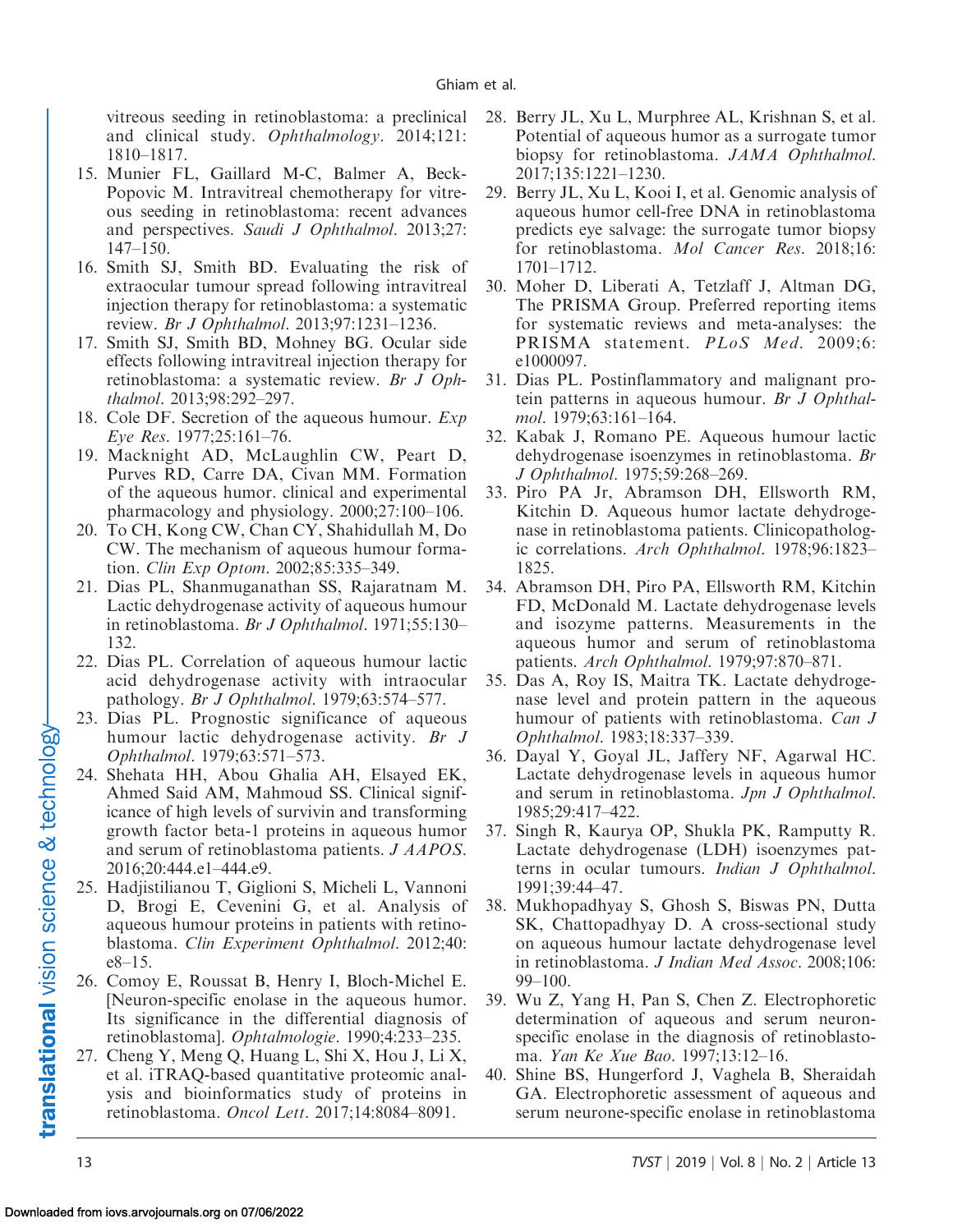vitreous seeding in retinoblastoma: a preclinical and clinical study. *Ophthalmology*. 2014;121: 1810–1817.

15. Munier FL, Gaillard M-C, Balmer A, Beck-Popovic M. Intravitreal chemotherapy for vitreous seeding in retinoblastoma: recent advances and perspectives. *Saudi J Ophthalmol*. 2013;27: 147–150.
16. Smith SJ, Smith BD. Evaluating the risk of extraocular tumour spread following intravitreal injection therapy for retinoblastoma: a systematic review. *Br J Ophthalmol*. 2013;97:1231–1236.
17. Smith SJ, Smith BD, Mohney BG. Ocular side effects following intravitreal injection therapy for retinoblastoma: a systematic review. *Br J Ophthalmol*. 2013;98:292–297.
18. Cole DF. Secretion of the aqueous humour. *Exp Eye Res*. 1977;25:161–76.
19. Macknight AD, McLaughlin CW, Peart D, Purves RD, Carre DA, Civan MM. Formation of the aqueous humor. clinical and experimental pharmacology and physiology. 2000;27:100–106.
20. To CH, Kong CW, Chan CY, Shahidullah M, Do CW. The mechanism of aqueous humour formation. *Clin Exp Optom*. 2002;85:335–349.
21. Dias PL, Shanmuganathan SS, Rajaratnam M. Lactic dehydrogenase activity of aqueous humour in retinoblastoma. *Br J Ophthalmol*. 1971;55:130–132.
22. Dias PL. Correlation of aqueous humour lactic acid dehydrogenase activity with intraocular pathology. *Br J Ophthalmol*. 1979;63:574–577.
23. Dias PL. Prognostic significance of aqueous humour lactic dehydrogenase activity. *Br J Ophthalmol*. 1979;63:571–573.
24. Shehata HH, Abou Ghalia AH, Elsayed EK, Ahmed Said AM, Mahmoud SS. Clinical significance of high levels of survivin and transforming growth factor beta-1 proteins in aqueous humor and serum of retinoblastoma patients. *J AAPOS*. 2016;20:444.e1–444.e9.
25. Hadjistilianou T, Giglioni S, Micheli L, Vannoni D, Brogi E, Cevenini G, et al. Analysis of aqueous humour proteins in patients with retinoblastoma. *Clin Experiment Ophthalmol*. 2012;40: e8–15.
26. Comoy E, Roussat B, Henry I, Bloch-Michel E. [Neuron-specific enolase in the aqueous humor. Its significance in the differential diagnosis of retinoblastoma]. *Ophtalmologie*. 1990;4:233–235.
27. Cheng Y, Meng Q, Huang L, Shi X, Hou J, Li X, et al. iTRAQ-based quantitative proteomic analysis and bioinformatics study of proteins in retinoblastoma. *Oncol Lett*. 2017;14:8084–8091.
28. Berry JL, Xu L, Murphree AL, Krishnan S, et al. Potential of aqueous humor as a surrogate tumor biopsy for retinoblastoma. *JAMA Ophthalmol*. 2017;135:1221–1230.
29. Berry JL, Xu L, Kooi I, et al. Genomic analysis of aqueous humor cell-free DNA in retinoblastoma predicts eye salvage: the surrogate tumor biopsy for retinoblastoma. *Mol Cancer Res*. 2018;16: 1701–1712.
30. Moher D, Liberati A, Tetzlaff J, Altman DG, The PRISMA Group. Preferred reporting items for systematic reviews and meta-analyses: the PRISMA statement. *PLoS Med*. 2009;6: e1000097.
31. Dias PL. Postinflammatory and malignant protein patterns in aqueous humour. *Br J Ophthalmol*. 1979;63:161–164.
32. Kabak J, Romano PE. Aqueous humour lactic dehydrogenase isoenzymes in retinoblastoma. *Br J Ophthalmol*. 1975;59:268–269.
33. Piro PA Jr, Abramson DH, Ellsworth RM, Kitchin D. Aqueous humor lactate dehydrogenase in retinoblastoma patients. Clinicopathologic correlations. *Arch Ophthalmol*. 1978;96:1823–1825.
34. Abramson DH, Piro PA, Ellsworth RM, Kitchin FD, McDonald M. Lactate dehydrogenase levels and isozyme patterns. Measurements in the aqueous humor and serum of retinoblastoma patients. *Arch Ophthalmol*. 1979;97:870–871.
35. Das A, Roy IS, Maitra TK. Lactate dehydrogenase level and protein pattern in the aqueous humour of patients with retinoblastoma. *Can J Ophthalmol*. 1983;18:337–339.
36. Dayal Y, Goyal JL, Jaffery NF, Agarwal HC. Lactate dehydrogenase levels in aqueous humor and serum in retinoblastoma. *Jpn J Ophthalmol*. 1985;29:417–422.
37. Singh R, Kaurya OP, Shukla PK, Ramputty R. Lactate dehydrogenase (LDH) isoenzymes patterns in ocular tumours. *Indian J Ophthalmol*. 1991;39:44–47.
38. Mukhopadhyay S, Ghosh S, Biswas PN, Dutta SK, Chattopadhyay D. A cross-sectional study on aqueous humour lactate dehydrogenase level in retinoblastoma. *J Indian Med Assoc*. 2008;106: 99–100.
39. Wu Z, Yang H, Pan S, Chen Z. Electrophoretic determination of aqueous and serum neuron-specific enolase in the diagnosis of retinoblastoma. *Yan Ke Xue Bao*. 1997;13:12–16.
40. Shine BS, Hungerford J, Vaghela B, Sheraidah GA. Electrophoretic assessment of aqueous and serum neurone-specific enolase in retinoblastoma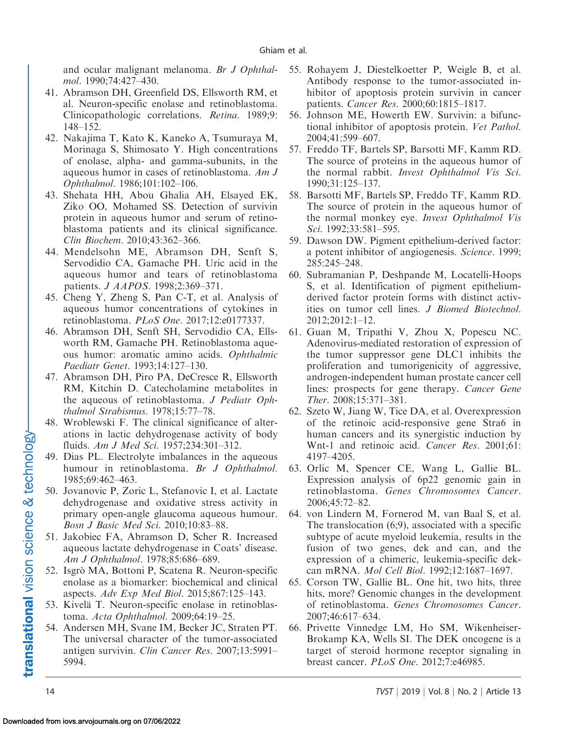and ocular malignant melanoma. *Br J Ophthalmol*. 1990;74:427–430.

41. Abramson DH, Greenfield DS, Ellsworth RM, et al. Neuron-specific enolase and retinoblastoma. Clinicopathologic correlations. *Retina*. 1989;9: 148–152.
42. Nakajima T, Kato K, Kaneko A, Tsumuraya M, Morinaga S, Shimosato Y. High concentrations of enolase, alpha- and gamma-subunits, in the aqueous humor in cases of retinoblastoma. *Am J Ophthalmol*. 1986;101:102–106.
43. Shehata HH, Abou Ghalia AH, Elsayed EK, Ziko OO, Mohamed SS. Detection of survivin protein in aqueous humor and serum of retinoblastoma patients and its clinical significance. *Clin Biochem*. 2010;43:362–366.
44. Mendelsohn ME, Abramson DH, Senft S, Servodidio CA, Gamache PH. Uric acid in the aqueous humor and tears of retinoblastoma patients. *J AAPOS*. 1998;2:369–371.
45. Cheng Y, Zheng S, Pan C-T, et al. Analysis of aqueous humor concentrations of cytokines in retinoblastoma. *PLoS One*. 2017;12:e0177337.
46. Abramson DH, Senft SH, Servodidio CA, Ellsworth RM, Gamache PH. Retinoblastoma aqueous humor: aromatic amino acids. *Ophthalmic Paediatr Genet*. 1993;14:127–130.
47. Abramson DH, Piro PA, DeCresce R, Ellsworth RM, Kitchin D. Catecholamine metabolites in the aqueous of retinoblastoma. *J Pediatr Ophthalmol Strabismus*. 1978;15:77–78.
48. Wroblewski F. The clinical significance of alterations in lactic dehydrogenase activity of body fluids. *Am J Med Sci*. 1957;234:301–312.
49. Dias PL. Electrolyte imbalances in the aqueous humour in retinoblastoma. *Br J Ophthalmol*. 1985;69:462–463.
50. Jovanovic P, Zoric L, Stefanovic I, et al. Lactate dehydrogenase and oxidative stress activity in primary open-angle glaucoma aqueous humour. *Bosn J Basic Med Sci*. 2010;10:83–88.
51. Jakobiec FA, Abramson D, Scher R. Increased aqueous lactate dehydrogenase in Coats' disease. *Am J Ophthalmol*. 1978;85:686–689.
52. Isgrò MA, Bottoni P, Scatena R. Neuron-specific enolase as a biomarker: biochemical and clinical aspects. *Adv Exp Med Biol*. 2015;867:125–143.
53. Kivelä T. Neuron-specific enolase in retinoblastoma. *Acta Ophthalmol*. 2009;64:19–25.
54. Andersen MH, Svane IM, Becker JC, Straten PT. The universal character of the tumor-associated antigen survivin. *Clin Cancer Res*. 2007;13:5991–5994.
55. Rohayem J, Diestelkoetter P, Weigle B, et al. Antibody response to the tumor-associated inhibitor of apoptosis protein survivin in cancer patients. *Cancer Res*. 2000;60:1815–1817.
56. Johnson ME, Howerth EW. Survivin: a bifunctional inhibitor of apoptosis protein. *Vet Pathol*. 2004;41:599–607.
57. Freddo TF, Bartels SP, Barsotti MF, Kamm RD. The source of proteins in the aqueous humor of the normal rabbit. *Invest Ophthalmol Vis Sci*. 1990;31:125–137.
58. Barsotti MF, Bartels SP, Freddo TF, Kamm RD. The source of protein in the aqueous humor of the normal monkey eye. *Invest Ophthalmol Vis Sci*. 1992;33:581–595.
59. Dawson DW. Pigment epithelium-derived factor: a potent inhibitor of angiogenesis. *Science*. 1999; 285:245–248.
60. Subramanian P, Deshpande M, Locatelli-Hoops S, et al. Identification of pigment epithelium-derived factor protein forms with distinct activities on tumor cell lines. *J Biomed Biotechnol*. 2012;2012:1–12.
61. Guan M, Tripathi V, Zhou X, Popescu NC. Adenovirus-mediated restoration of expression of the tumor suppressor gene DLC1 inhibits the proliferation and tumorigenicity of aggressive, androgen-independent human prostate cancer cell lines: prospects for gene therapy. *Cancer Gene Ther*. 2008;15:371–381.
62. Szeto W, Jiang W, Tice DA, et al. Overexpression of the retinoic acid-responsive gene Stra6 in human cancers and its synergistic induction by Wnt-1 and retinoic acid. *Cancer Res*. 2001;61: 4197–4205.
63. Orlic M, Spencer CE, Wang L, Gallie BL. Expression analysis of 6p22 genomic gain in retinoblastoma. *Genes Chromosomes Cancer*. 2006;45:72–82.
64. von Lindern M, Fornerod M, van Baal S, et al. The translocation (6;9), associated with a specific subtype of acute myeloid leukemia, results in the fusion of two genes, dek and can, and the expression of a chimeric, leukemia-specific dek-can mRNA. *Mol Cell Biol*. 1992;12:1687–1697.
65. Corson TW, Gallie BL. One hit, two hits, three hits, more? Genomic changes in the development of retinoblastoma. *Genes Chromosomes Cancer*. 2007;46:617–634.
66. Privette Vinnedge LM, Ho SM, Wikenheiser-Brokamp KA, Wells SI. The DEK oncogene is a target of steroid hormone receptor signaling in breast cancer. *PLoS One*. 2012;7:e46985.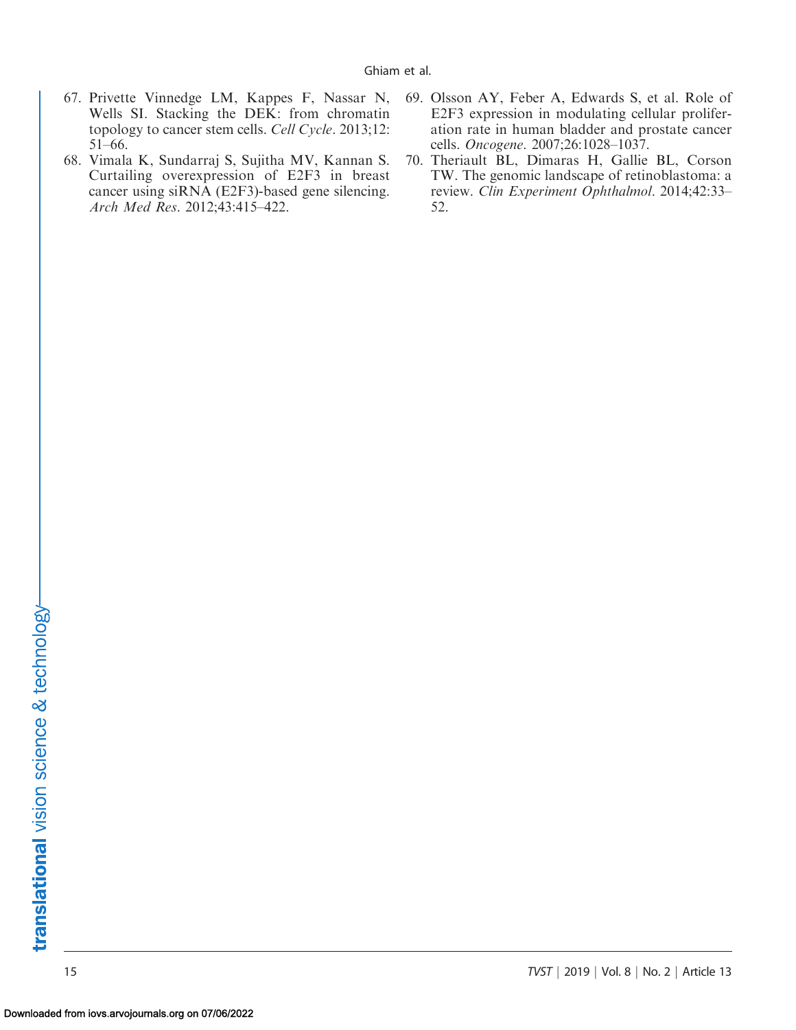67. Privette Vinnedge LM, Kappes F, Nassar N, Wells SI. Stacking the DEK: from chromatin topology to cancer stem cells. *Cell Cycle*. 2013;12: 51–66.
68. Vimala K, Sundarraj S, Sujitha MV, Kannan S. Curtailing overexpression of E2F3 in breast cancer using siRNA (E2F3)-based gene silencing. *Arch Med Res*. 2012;43:415–422.
69. Olsson AY, Feber A, Edwards S, et al. Role of E2F3 expression in modulating cellular proliferation rate in human bladder and prostate cancer cells. *Oncogene*. 2007;26:1028–1037.
70. Theriault BL, Dimaras H, Gallie BL, Corson TW. The genomic landscape of retinoblastoma: a review. *Clin Experiment Ophthalmol*. 2014;42:33–52.